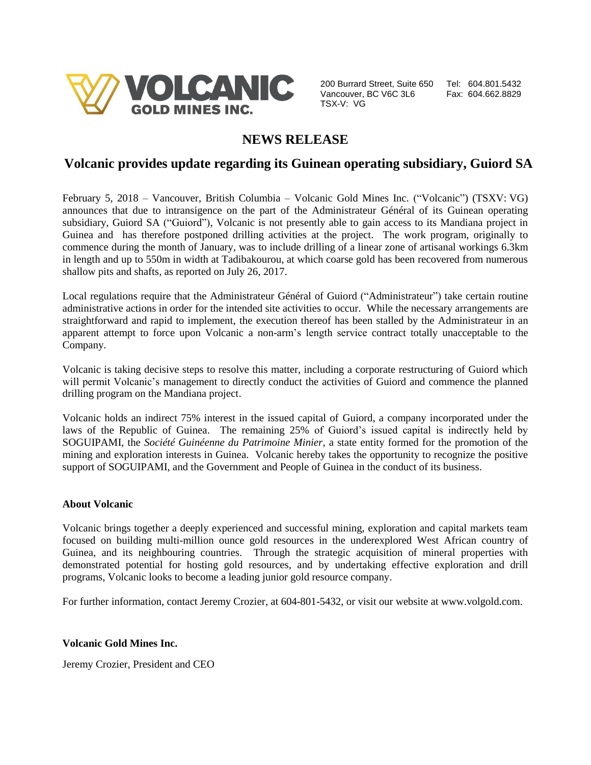VOLCANIC GOLD MINES INC.

200 Burrard Street, Suite 650
Vancouver, BC V6C 3L6
TSX-V: VG

Tel: 604.801.5432
Fax: 604.662.8829

# NEWS RELEASE

## Volcanic provides update regarding its Guinean operating subsidiary, Guiord SA

February 5, 2018 – Vancouver, British Columbia – Volcanic Gold Mines Inc. ("Volcanic") (TSXV: VG) announces that due to intransigence on the part of the Administrateur Général of its Guinean operating subsidiary, Guiord SA ("Guiord"), Volcanic is not presently able to gain access to its Mandiana project in Guinea and has therefore postponed drilling activities at the project. The work program, originally to commence during the month of January, was to include drilling of a linear zone of artisanal workings 6.3km in length and up to 550m in width at Tadibakourou, at which coarse gold has been recovered from numerous shallow pits and shafts, as reported on July 26, 2017.

Local regulations require that the Administrateur Général of Guiord ("Administrateur") take certain routine administrative actions in order for the intended site activities to occur. While the necessary arrangements are straightforward and rapid to implement, the execution thereof has been stalled by the Administrateur in an apparent attempt to force upon Volcanic a non-arm's length service contract totally unacceptable to the Company.

Volcanic is taking decisive steps to resolve this matter, including a corporate restructuring of Guiord which will permit Volcanic's management to directly conduct the activities of Guiord and commence the planned drilling program on the Mandiana project.

Volcanic holds an indirect 75% interest in the issued capital of Guiord, a company incorporated under the laws of the Republic of Guinea. The remaining 25% of Guiord's issued capital is indirectly held by SOGUIPAMI, the *Société Guinéenne du Patrimoine Minier*, a state entity formed for the promotion of the mining and exploration interests in Guinea. Volcanic hereby takes the opportunity to recognize the positive support of SOGUIPAMI, and the Government and People of Guinea in the conduct of its business.

**About Volcanic**

Volcanic brings together a deeply experienced and successful mining, exploration and capital markets team focused on building multi-million ounce gold resources in the underexplored West African country of Guinea, and its neighbouring countries. Through the strategic acquisition of mineral properties with demonstrated potential for hosting gold resources, and by undertaking effective exploration and drill programs, Volcanic looks to become a leading junior gold resource company.

For further information, contact Jeremy Crozier, at 604-801-5432, or visit our website at www.volgold.com.

**Volcanic Gold Mines Inc.**

Jeremy Crozier, President and CEO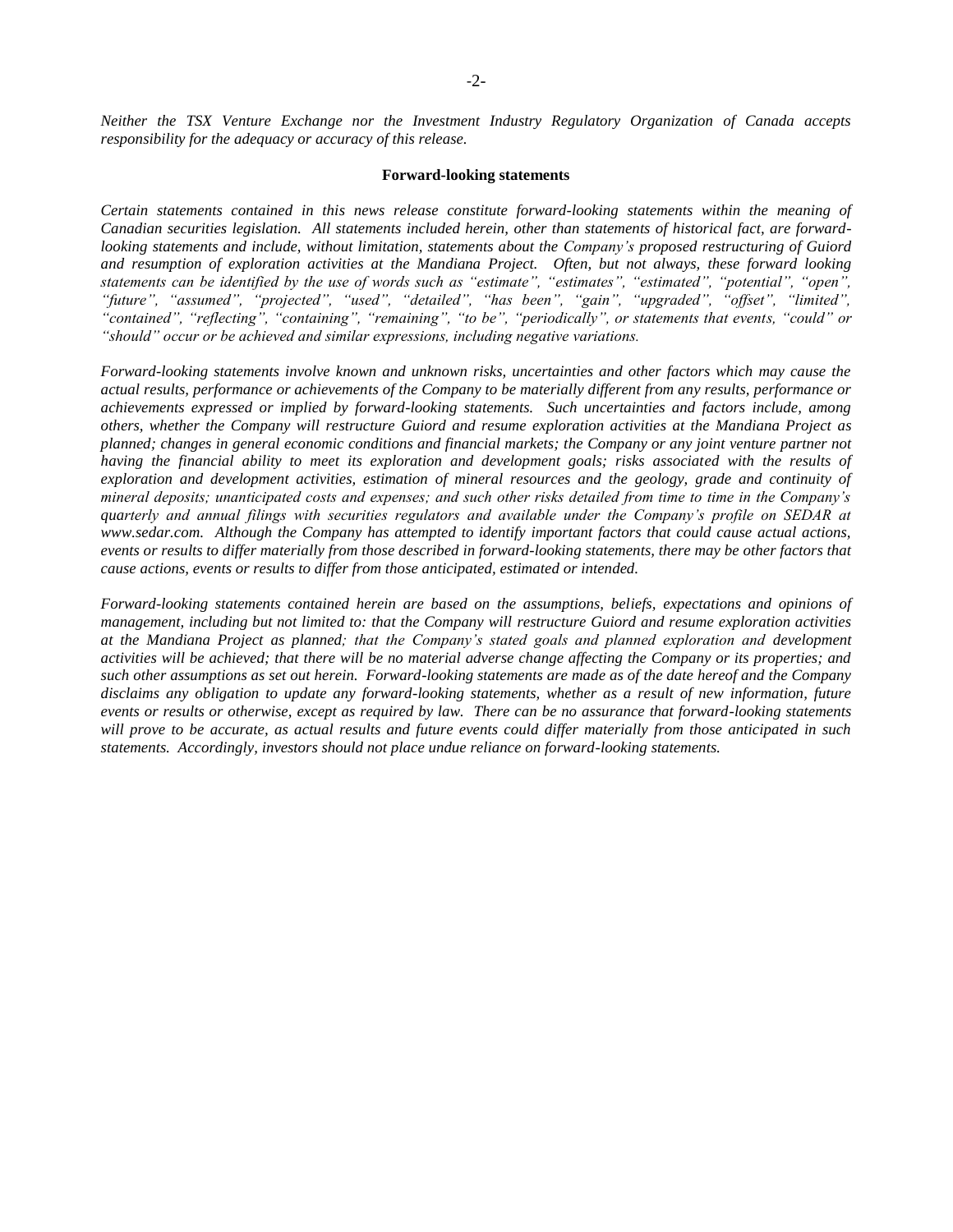*Neither the TSX Venture Exchange nor the Investment Industry Regulatory Organization of Canada accepts responsibility for the adequacy or accuracy of this release.*

**Forward-looking statements**

*Certain statements contained in this news release constitute forward-looking statements within the meaning of Canadian securities legislation. All statements included herein, other than statements of historical fact, are forward-looking statements and include, without limitation, statements about the Company's proposed restructuring of Guiord and resumption of exploration activities at the Mandiana Project. Often, but not always, these forward looking statements can be identified by the use of words such as "estimate", "estimates", "estimated", "potential", "open", "future", "assumed", "projected", "used", "detailed", "has been", "gain", "upgraded", "offset", "limited", "contained", "reflecting", "containing", "remaining", "to be", "periodically", or statements that events, "could" or "should" occur or be achieved and similar expressions, including negative variations.*

*Forward-looking statements involve known and unknown risks, uncertainties and other factors which may cause the actual results, performance or achievements of the Company to be materially different from any results, performance or achievements expressed or implied by forward-looking statements. Such uncertainties and factors include, among others, whether the Company will restructure Guiord and resume exploration activities at the Mandiana Project as planned; changes in general economic conditions and financial markets; the Company or any joint venture partner not having the financial ability to meet its exploration and development goals; risks associated with the results of exploration and development activities, estimation of mineral resources and the geology, grade and continuity of mineral deposits; unanticipated costs and expenses; and such other risks detailed from time to time in the Company's quarterly and annual filings with securities regulators and available under the Company's profile on SEDAR at www.sedar.com. Although the Company has attempted to identify important factors that could cause actual actions, events or results to differ materially from those described in forward-looking statements, there may be other factors that cause actions, events or results to differ from those anticipated, estimated or intended.*

*Forward-looking statements contained herein are based on the assumptions, beliefs, expectations and opinions of management, including but not limited to: that the Company will restructure Guiord and resume exploration activities at the Mandiana Project as planned; that the Company's stated goals and planned exploration and development activities will be achieved; that there will be no material adverse change affecting the Company or its properties; and such other assumptions as set out herein. Forward-looking statements are made as of the date hereof and the Company disclaims any obligation to update any forward-looking statements, whether as a result of new information, future events or results or otherwise, except as required by law. There can be no assurance that forward-looking statements will prove to be accurate, as actual results and future events could differ materially from those anticipated in such statements. Accordingly, investors should not place undue reliance on forward-looking statements.*